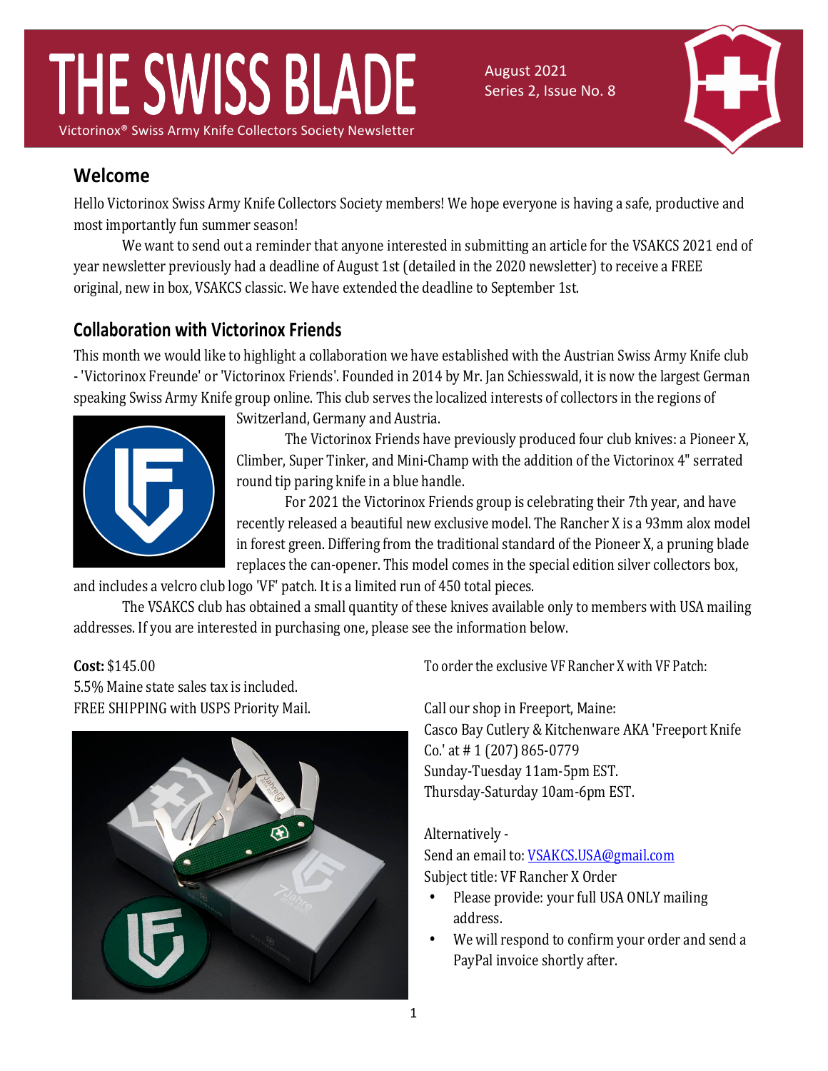# THE SWISS BLADE

Victorinox® Swiss Army Knife Collectors Society Newsletter

August 2021
Series 2, Issue No. 8

## Welcome

Hello Victorinox Swiss Army Knife Collectors Society members! We hope everyone is having a safe, productive and most importantly fun summer season!

We want to send out a reminder that anyone interested in submitting an article for the VSAKCS 2021 end of year newsletter previously had a deadline of August 1st (detailed in the 2020 newsletter) to receive a FREE original, new in box, VSAKCS classic. We have extended the deadline to September 1st.

## Collaboration with Victorinox Friends

This month we would like to highlight a collaboration we have established with the Austrian Swiss Army Knife club - 'Victorinox Freunde' or 'Victorinox Friends'. Founded in 2014 by Mr. Jan Schiesswald, it is now the largest German speaking Swiss Army Knife group online. This club serves the localized interests of collectors in the regions of Switzerland, Germany and Austria.

The Victorinox Friends have previously produced four club knives: a Pioneer X, Climber, Super Tinker, and Mini-Champ with the addition of the Victorinox 4" serrated round tip paring knife in a blue handle.

For 2021 the Victorinox Friends group is celebrating their 7th year, and have recently released a beautiful new exclusive model. The Rancher X is a 93mm alox model in forest green. Differing from the traditional standard of the Pioneer X, a pruning blade replaces the can-opener. This model comes in the special edition silver collectors box, and includes a velcro club logo 'VF' patch. It is a limited run of 450 total pieces.

The VSAKCS club has obtained a small quantity of these knives available only to members with USA mailing addresses. If you are interested in purchasing one, please see the information below.

**Cost:** $145.00
5.5% Maine state sales tax is included.
FREE SHIPPING with USPS Priority Mail.

To order the exclusive VF Rancher X with VF Patch:

Call our shop in Freeport, Maine:
Casco Bay Cutlery & Kitchenware AKA 'Freeport Knife Co.' at # 1 (207) 865-0779
Sunday-Tuesday 11am-5pm EST.
Thursday-Saturday 10am-6pm EST.

Alternatively -
Send an email to: VSAKCS.USA@gmail.com
Subject title: VF Rancher X Order

- Please provide: your full USA ONLY mailing address.
- We will respond to confirm your order and send a PayPal invoice shortly after.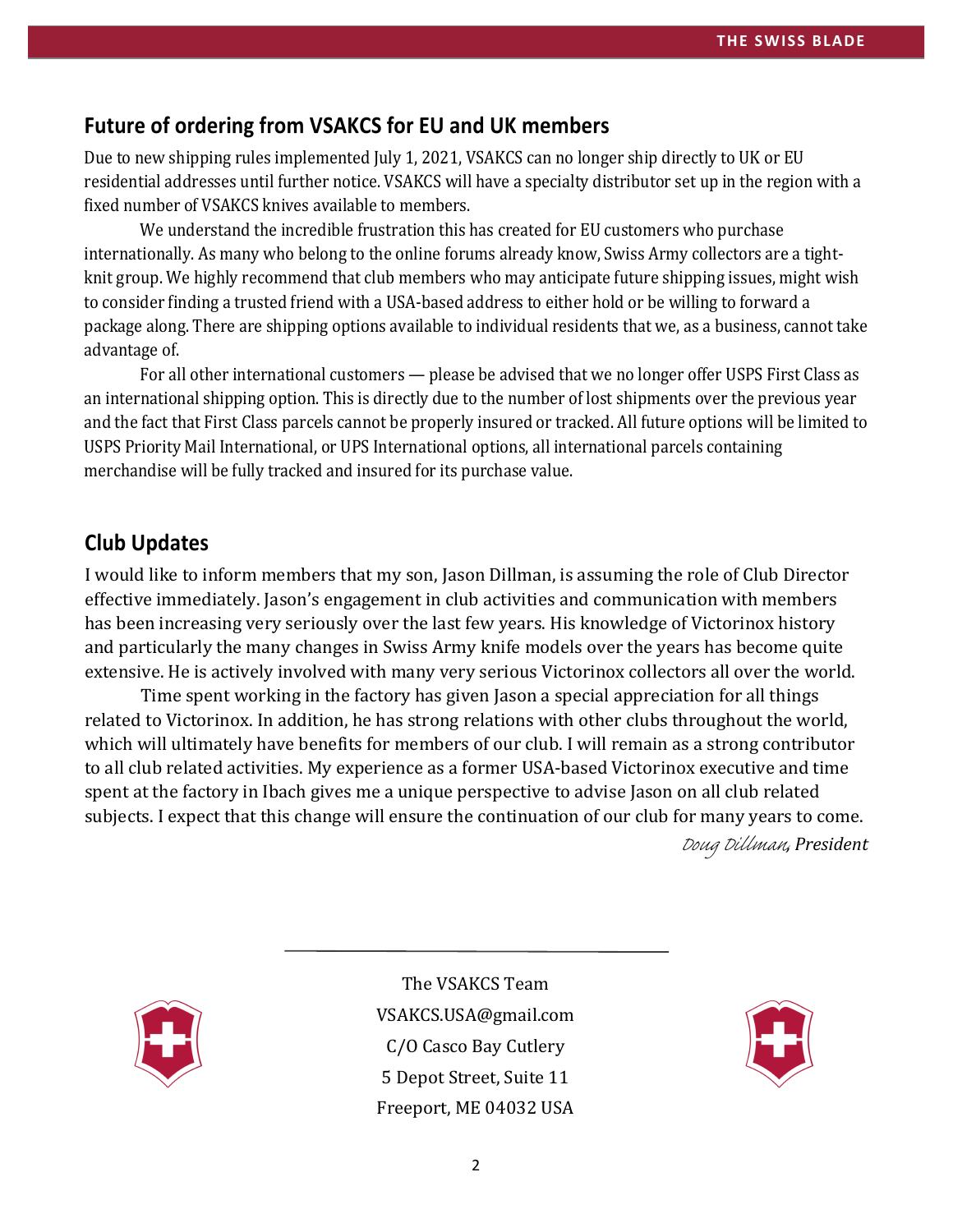## Future of ordering from VSAKCS for EU and UK members

Due to new shipping rules implemented July 1, 2021, VSAKCS can no longer ship directly to UK or EU residential addresses until further notice. VSAKCS will have a specialty distributor set up in the region with a fixed number of VSAKCS knives available to members.

We understand the incredible frustration this has created for EU customers who purchase internationally. As many who belong to the online forums already know, Swiss Army collectors are a tight-knit group. We highly recommend that club members who may anticipate future shipping issues, might wish to consider finding a trusted friend with a USA-based address to either hold or be willing to forward a package along. There are shipping options available to individual residents that we, as a business, cannot take advantage of.

For all other international customers — please be advised that we no longer offer USPS First Class as an international shipping option. This is directly due to the number of lost shipments over the previous year and the fact that First Class parcels cannot be properly insured or tracked. All future options will be limited to USPS Priority Mail International, or UPS International options, all international parcels containing merchandise will be fully tracked and insured for its purchase value.

## Club Updates

I would like to inform members that my son, Jason Dillman, is assuming the role of Club Director effective immediately. Jason's engagement in club activities and communication with members has been increasing very seriously over the last few years. His knowledge of Victorinox history and particularly the many changes in Swiss Army knife models over the years has become quite extensive. He is actively involved with many very serious Victorinox collectors all over the world.

Time spent working in the factory has given Jason a special appreciation for all things related to Victorinox. In addition, he has strong relations with other clubs throughout the world, which will ultimately have benefits for members of our club. I will remain as a strong contributor to all club related activities. My experience as a former USA-based Victorinox executive and time spent at the factory in Ibach gives me a unique perspective to advise Jason on all club related subjects. I expect that this change will ensure the continuation of our club for many years to come.

*Doug Dillman, President*

---

The VSAKCS Team
VSAKCS.USA@gmail.com
C/O Casco Bay Cutlery
5 Depot Street, Suite 11
Freeport, ME 04032 USA